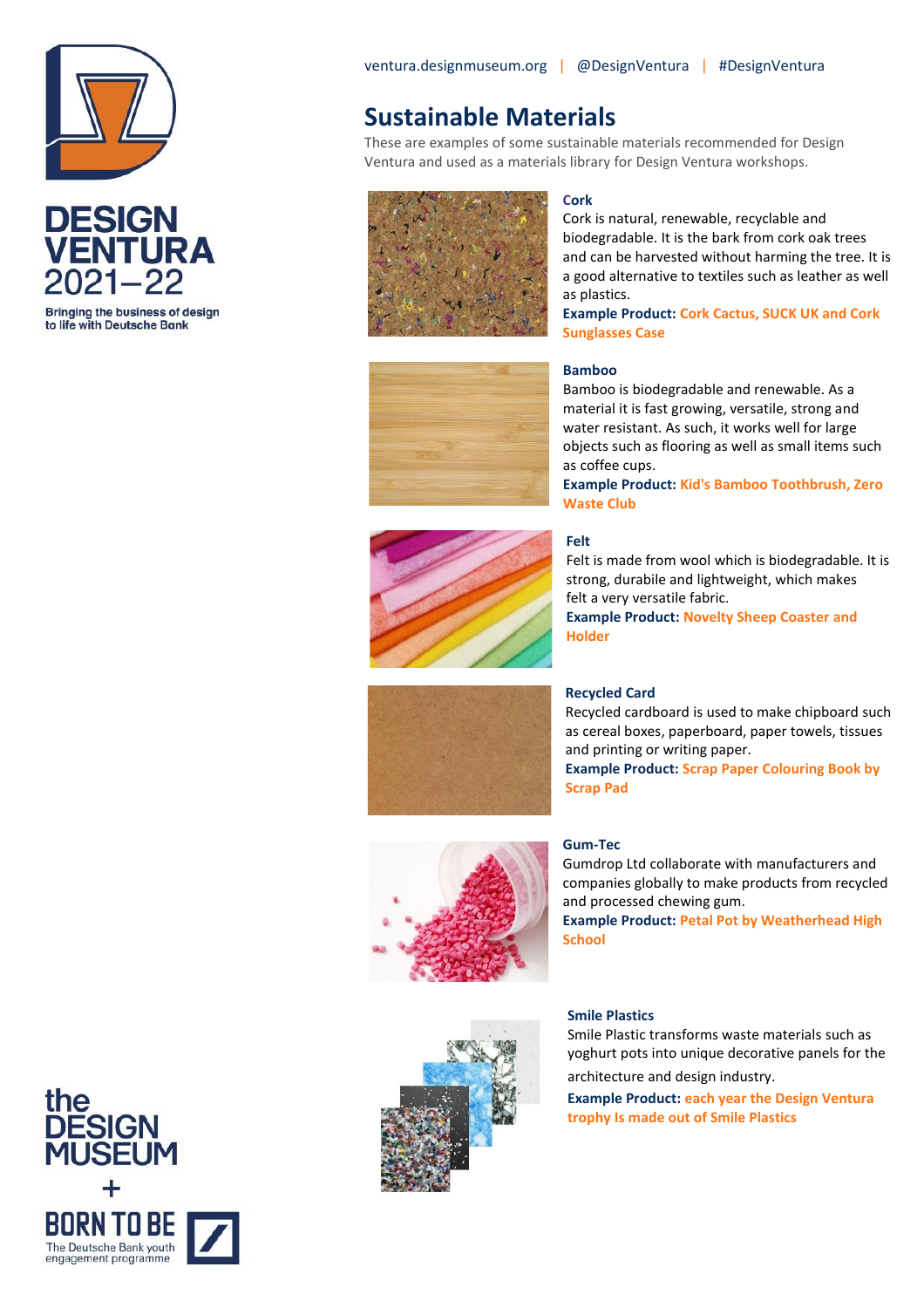DESIGN VENTURA 2021–22

Bringing the business of design to life with Deutsche Bank

ventura.designmuseum.org | @DesignVentura | #DesignVentura

# Sustainable Materials

These are examples of some sustainable materials recommended for Design Ventura and used as a materials library for Design Ventura workshops.

### Cork

Cork is natural, renewable, recyclable and biodegradable. It is the bark from cork oak trees and can be harvested without harming the tree. It is a good alternative to textiles such as leather as well as plastics.

**Example Product:** **Cork Cactus, SUCK UK and Cork Sunglasses Case**

### Bamboo

Bamboo is biodegradable and renewable. As a material it is fast growing, versatile, strong and water resistant. As such, it works well for large objects such as flooring as well as small items such as coffee cups.

**Example Product:** **Kid's Bamboo Toothbrush, Zero Waste Club**

### Felt

Felt is made from wool which is biodegradable. It is strong, durable and lightweight, which makes felt a very versatile fabric.

**Example Product:** **Novelty Sheep Coaster and Holder**

### Recycled Card

Recycled cardboard is used to make chipboard such as cereal boxes, paperboard, paper towels, tissues and printing or writing paper.

**Example Product:** **Scrap Paper Colouring Book by Scrap Pad**

### Gum-Tec

Gumdrop Ltd collaborate with manufacturers and companies globally to make products from recycled and processed chewing gum.

**Example Product:** **Petal Pot by Weatherhead High School**

### Smile Plastics

Smile Plastic transforms waste materials such as yoghurt pots into unique decorative panels for the architecture and design industry.

**Example Product:** **each year the Design Ventura trophy Is made out of Smile Plastics**

the DESIGN MUSEUM + BORN TO BE

The Deutsche Bank youth engagement programme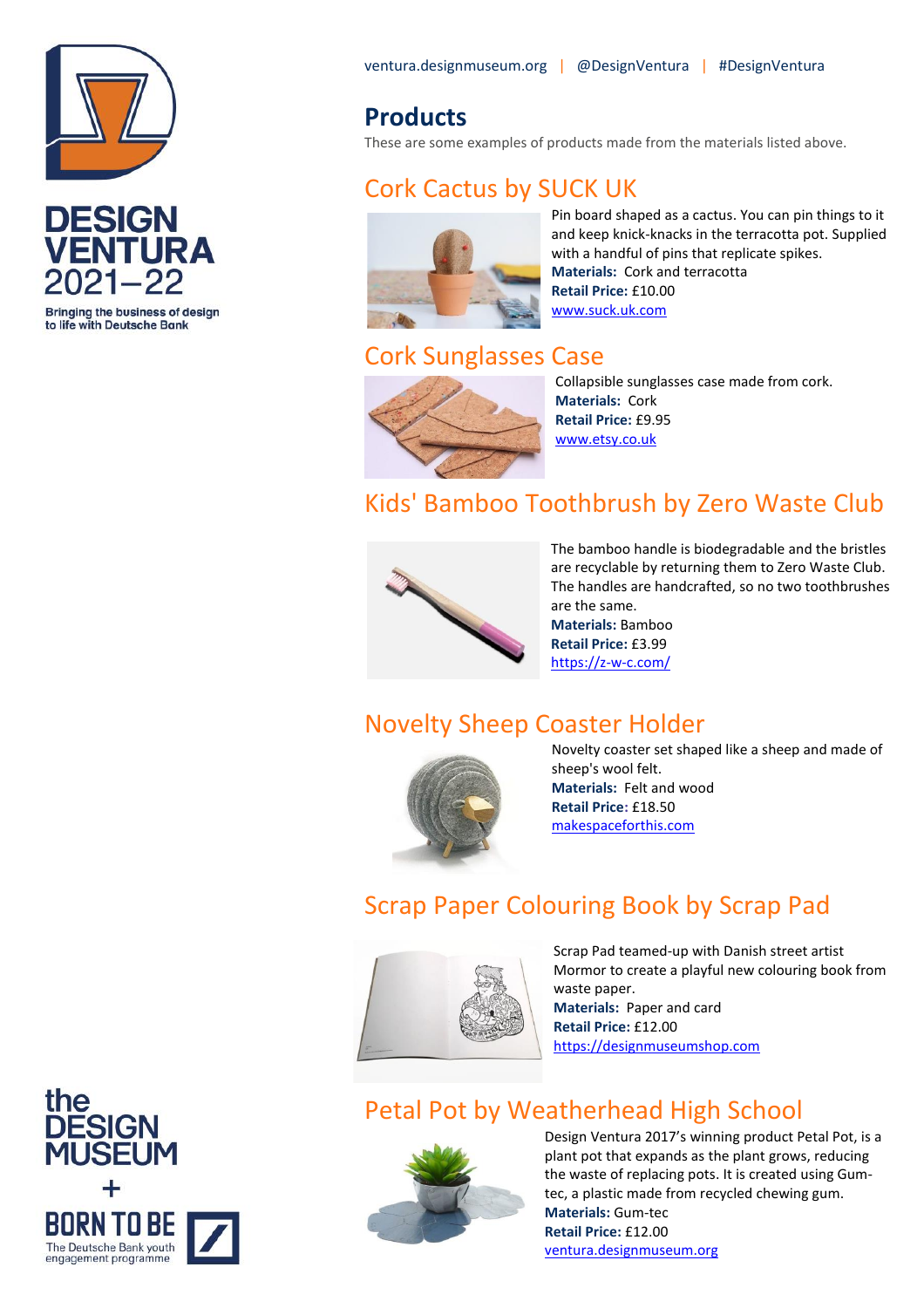ventura.designmuseum.org | @DesignVentura | #DesignVentura

## Products

These are some examples of products made from the materials listed above.

### Cork Cactus by SUCK UK

Pin board shaped as a cactus. You can pin things to it and keep knick-knacks in the terracotta pot. Supplied with a handful of pins that replicate spikes.
**Materials:** Cork and terracotta
**Retail Price:** £10.00
www.suck.uk.com

### Cork Sunglasses Case

Collapsible sunglasses case made from cork.
**Materials:** Cork
**Retail Price:** £9.95
www.etsy.co.uk

### Kids' Bamboo Toothbrush by Zero Waste Club

The bamboo handle is biodegradable and the bristles are recyclable by returning them to Zero Waste Club. The handles are handcrafted, so no two toothbrushes are the same.
**Materials:** Bamboo
**Retail Price:** £3.99
https://z-w-c.com/

### Novelty Sheep Coaster Holder

Novelty coaster set shaped like a sheep and made of sheep's wool felt.
**Materials:** Felt and wood
**Retail Price:** £18.50
makespaceforthis.com

### Scrap Paper Colouring Book by Scrap Pad

Scrap Pad teamed-up with Danish street artist Mormor to create a playful new colouring book from waste paper.
**Materials:** Paper and card
**Retail Price:** £12.00
https://designmuseumshop.com

### Petal Pot by Weatherhead High School

Design Ventura 2017's winning product Petal Pot, is a plant pot that expands as the plant grows, reducing the waste of replacing pots. It is created using Gum-tec, a plastic made from recycled chewing gum.
**Materials:** Gum-tec
**Retail Price:** £12.00
ventura.designmuseum.org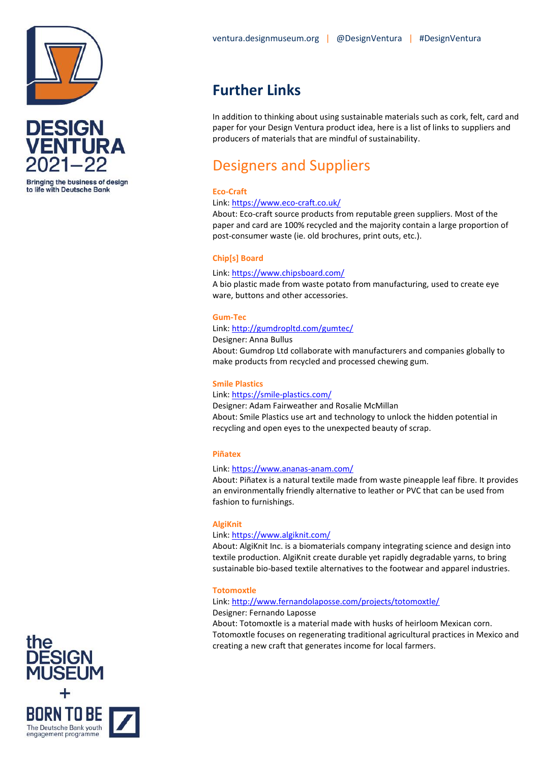# Further Links

In addition to thinking about using sustainable materials such as cork, felt, card and paper for your Design Ventura product idea, here is a list of links to suppliers and producers of materials that are mindful of sustainability.

## Designers and Suppliers

### Eco-Craft

Link: https://www.eco-craft.co.uk/
About: Eco-craft source products from reputable green suppliers. Most of the paper and card are 100% recycled and the majority contain a large proportion of post-consumer waste (ie. old brochures, print outs, etc.).

### Chip[s] Board

Link: https://www.chipsboard.com/
A bio plastic made from waste potato from manufacturing, used to create eye ware, buttons and other accessories.

### Gum-Tec

Link: http://gumdropltd.com/gumtec/
Designer: Anna Bullus
About: Gumdrop Ltd collaborate with manufacturers and companies globally to make products from recycled and processed chewing gum.

### Smile Plastics

Link: https://smile-plastics.com/
Designer: Adam Fairweather and Rosalie McMillan
About: Smile Plastics use art and technology to unlock the hidden potential in recycling and open eyes to the unexpected beauty of scrap.

### Piñatex

Link: https://www.ananas-anam.com/
About: Piñatex is a natural textile made from waste pineapple leaf fibre. It provides an environmentally friendly alternative to leather or PVC that can be used from fashion to furnishings.

### AlgiKnit

Link: https://www.algiknit.com/
About: AlgiKnit Inc. is a biomaterials company integrating science and design into textile production. AlgiKnit create durable yet rapidly degradable yarns, to bring sustainable bio-based textile alternatives to the footwear and apparel industries.

### Totomoxtle

Link: http://www.fernandolaposse.com/projects/totomoxtle/
Designer: Fernando Laposse
About: Totomoxtle is a material made with husks of heirloom Mexican corn. Totomoxtle focuses on regenerating traditional agricultural practices in Mexico and creating a new craft that generates income for local farmers.